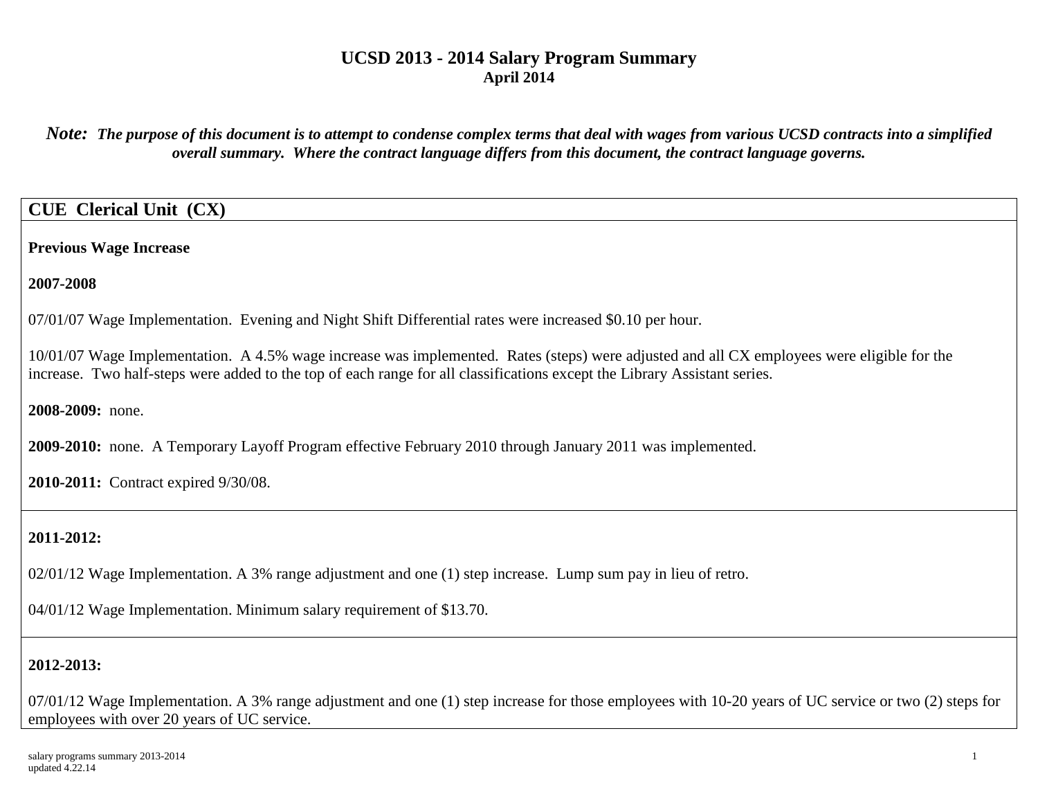# UCSD 2013 - 2014 Salary Program Summary

**April 2014**

***Note:** The purpose of this document is to attempt to condense complex terms that deal with wages from various UCSD contracts into a simplified overall summary. Where the contract language differs from this document, the contract language governs.*

## CUE Clerical Unit (CX)

**Previous Wage Increase**

**2007-2008**

07/01/07 Wage Implementation. Evening and Night Shift Differential rates were increased $0.10 per hour.

10/01/07 Wage Implementation. A 4.5% wage increase was implemented. Rates (steps) were adjusted and all CX employees were eligible for the increase. Two half-steps were added to the top of each range for all classifications except the Library Assistant series.

**2008-2009:** none.

**2009-2010:** none. A Temporary Layoff Program effective February 2010 through January 2011 was implemented.

**2010-2011:** Contract expired 9/30/08.

**2011-2012:**

02/01/12 Wage Implementation. A 3% range adjustment and one (1) step increase. Lump sum pay in lieu of retro.

04/01/12 Wage Implementation. Minimum salary requirement of $13.70.

**2012-2013:**

07/01/12 Wage Implementation. A 3% range adjustment and one (1) step increase for those employees with 10-20 years of UC service or two (2) steps for employees with over 20 years of UC service.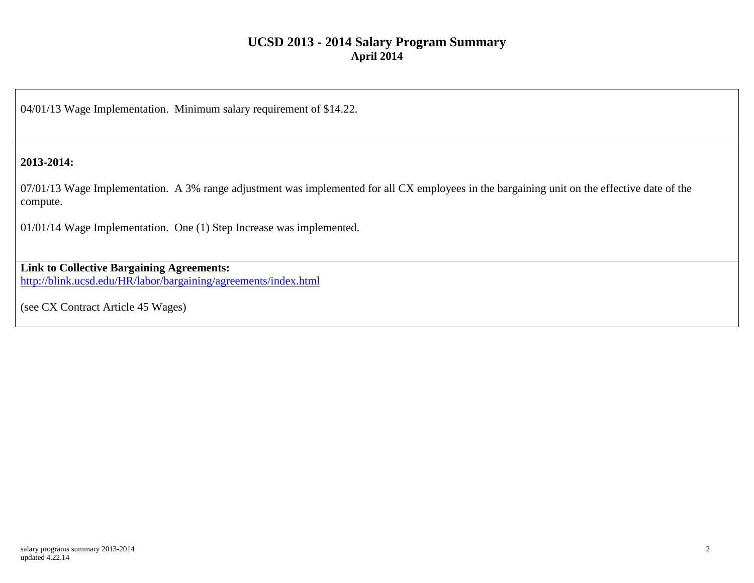# UCSD 2013 - 2014 Salary Program Summary
## April 2014

04/01/13 Wage Implementation. Minimum salary requirement of $14.22.

**2013-2014:**

07/01/13 Wage Implementation. A 3% range adjustment was implemented for all CX employees in the bargaining unit on the effective date of the compute.

01/01/14 Wage Implementation. One (1) Step Increase was implemented.

**Link to Collective Bargaining Agreements:**
http://blink.ucsd.edu/HR/labor/bargaining/agreements/index.html

(see CX Contract Article 45 Wages)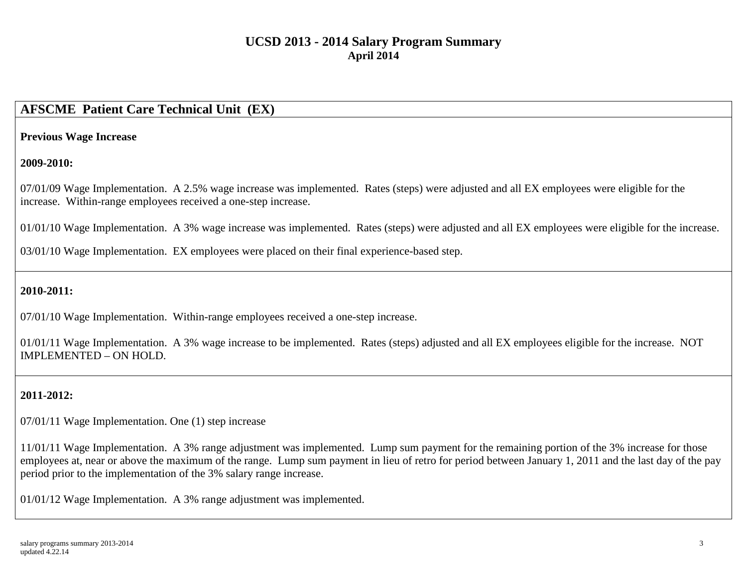# UCSD 2013 - 2014 Salary Program Summary

**April 2014**

## AFSCME Patient Care Technical Unit (EX)

**Previous Wage Increase**

**2009-2010:**

07/01/09 Wage Implementation. A 2.5% wage increase was implemented. Rates (steps) were adjusted and all EX employees were eligible for the increase. Within-range employees received a one-step increase.

01/01/10 Wage Implementation. A 3% wage increase was implemented. Rates (steps) were adjusted and all EX employees were eligible for the increase.

03/01/10 Wage Implementation. EX employees were placed on their final experience-based step.

**2010-2011:**

07/01/10 Wage Implementation. Within-range employees received a one-step increase.

01/01/11 Wage Implementation. A 3% wage increase to be implemented. Rates (steps) adjusted and all EX employees eligible for the increase. NOT IMPLEMENTED – ON HOLD.

**2011-2012:**

07/01/11 Wage Implementation. One (1) step increase

11/01/11 Wage Implementation. A 3% range adjustment was implemented. Lump sum payment for the remaining portion of the 3% increase for those employees at, near or above the maximum of the range. Lump sum payment in lieu of retro for period between January 1, 2011 and the last day of the pay period prior to the implementation of the 3% salary range increase.

01/01/12 Wage Implementation. A 3% range adjustment was implemented.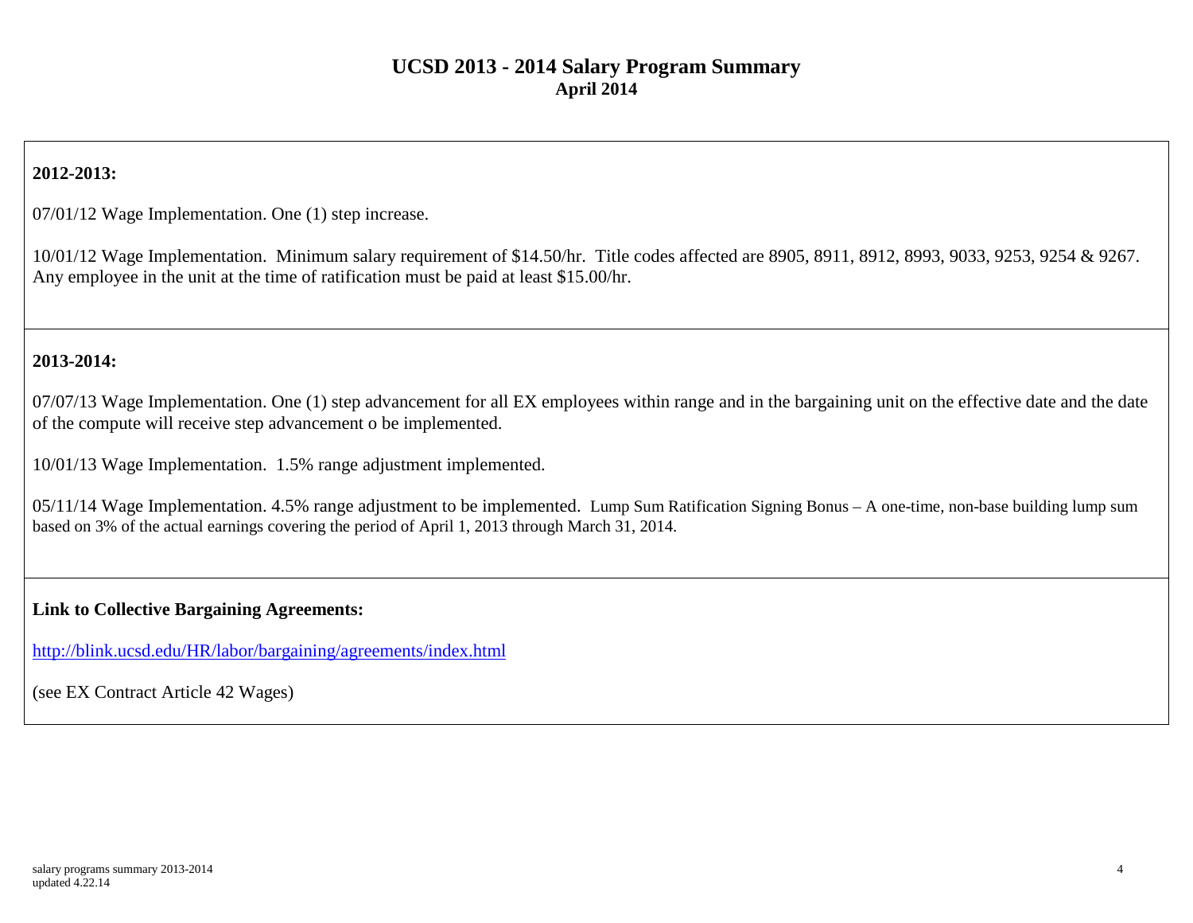# UCSD 2013 - 2014 Salary Program Summary
## April 2014

**2012-2013:**

07/01/12 Wage Implementation. One (1) step increase.

10/01/12 Wage Implementation. Minimum salary requirement of $14.50/hr. Title codes affected are 8905, 8911, 8912, 8993, 9033, 9253, 9254 & 9267. Any employee in the unit at the time of ratification must be paid at least $15.00/hr.

**2013-2014:**

07/07/13 Wage Implementation. One (1) step advancement for all EX employees within range and in the bargaining unit on the effective date and the date of the compute will receive step advancement o be implemented.

10/01/13 Wage Implementation. 1.5% range adjustment implemented.

05/11/14 Wage Implementation. 4.5% range adjustment to be implemented. Lump Sum Ratification Signing Bonus – A one-time, non-base building lump sum based on 3% of the actual earnings covering the period of April 1, 2013 through March 31, 2014.

**Link to Collective Bargaining Agreements:**

[http://blink.ucsd.edu/HR/labor/bargaining/agreements/index.html](http://blink.ucsd.edu/HR/labor/bargaining/agreements/index.html)

(see EX Contract Article 42 Wages)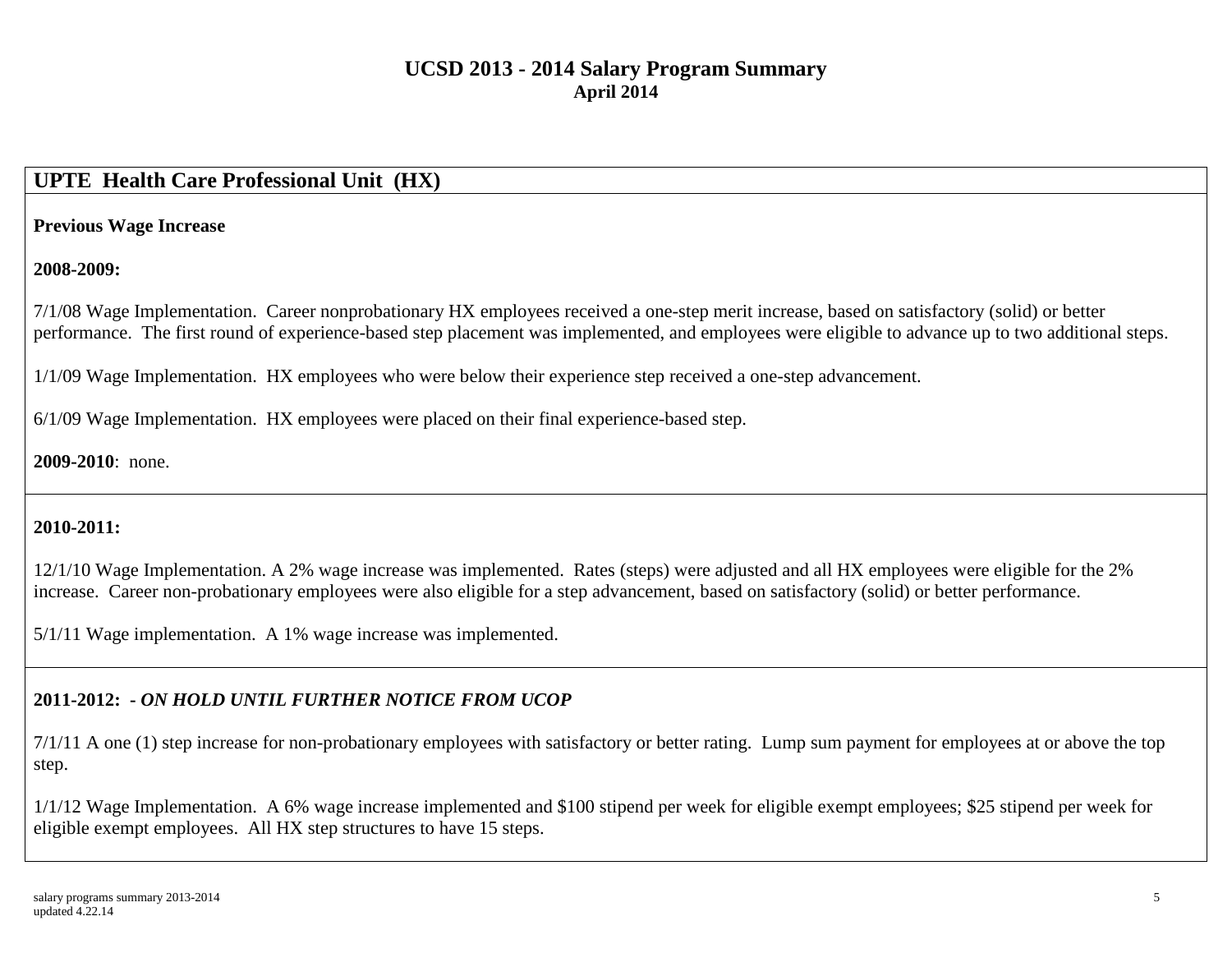# UCSD 2013 - 2014 Salary Program Summary
**April 2014**

## UPTE Health Care Professional Unit (HX)

**Previous Wage Increase**

**2008-2009:**

7/1/08 Wage Implementation. Career nonprobationary HX employees received a one-step merit increase, based on satisfactory (solid) or better performance. The first round of experience-based step placement was implemented, and employees were eligible to advance up to two additional steps.

1/1/09 Wage Implementation. HX employees who were below their experience step received a one-step advancement.

6/1/09 Wage Implementation. HX employees were placed on their final experience-based step.

**2009-2010**: none.

**2010-2011:**

12/1/10 Wage Implementation. A 2% wage increase was implemented. Rates (steps) were adjusted and all HX employees were eligible for the 2% increase. Career non-probationary employees were also eligible for a step advancement, based on satisfactory (solid) or better performance.

5/1/11 Wage implementation. A 1% wage increase was implemented.

**2011-2012: *- ON HOLD UNTIL FURTHER NOTICE FROM UCOP***

7/1/11 A one (1) step increase for non-probationary employees with satisfactory or better rating. Lump sum payment for employees at or above the top step.

1/1/12 Wage Implementation. A 6% wage increase implemented and $100 stipend per week for eligible exempt employees; $25 stipend per week for eligible exempt employees. All HX step structures to have 15 steps.

salary programs summary 2013-2014
updated 4.22.14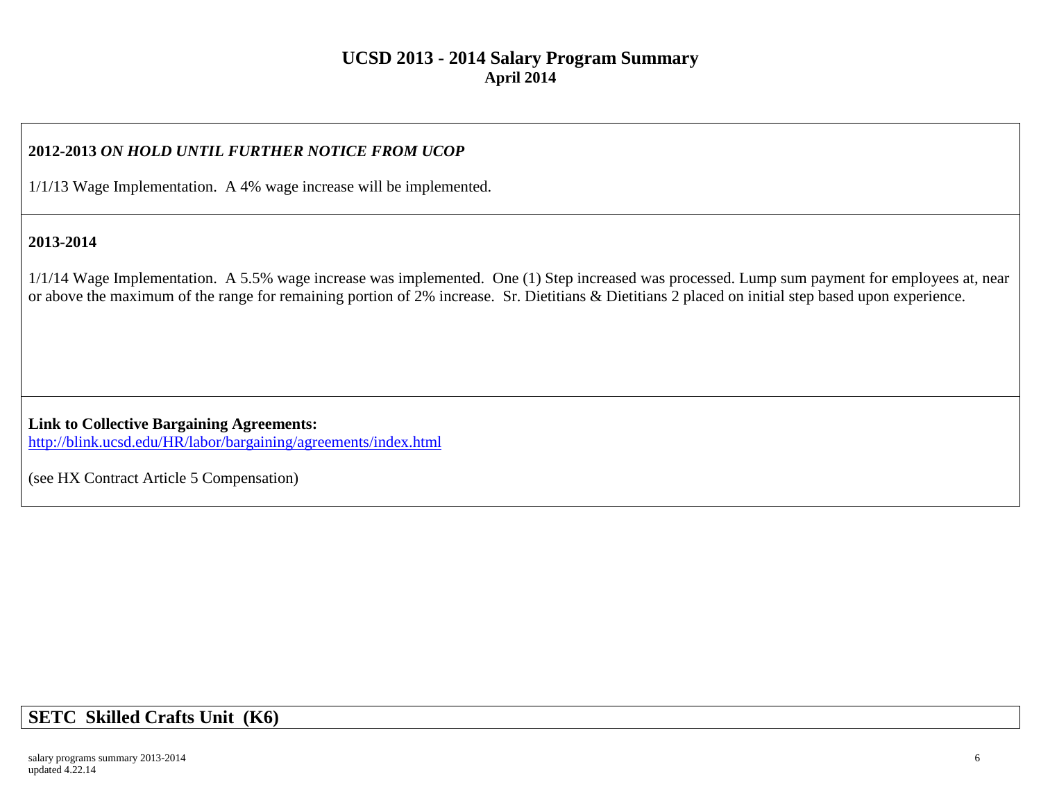# UCSD 2013 - 2014 Salary Program Summary
**April 2014**

**2012-2013** ***ON HOLD UNTIL FURTHER NOTICE FROM UCOP***

1/1/13 Wage Implementation. A 4% wage increase will be implemented.

**2013-2014**

1/1/14 Wage Implementation. A 5.5% wage increase was implemented. One (1) Step increased was processed. Lump sum payment for employees at, near or above the maximum of the range for remaining portion of 2% increase. Sr. Dietitians & Dietitians 2 placed on initial step based upon experience.

**Link to Collective Bargaining Agreements:**
http://blink.ucsd.edu/HR/labor/bargaining/agreements/index.html

(see HX Contract Article 5 Compensation)

## SETC Skilled Crafts Unit (K6)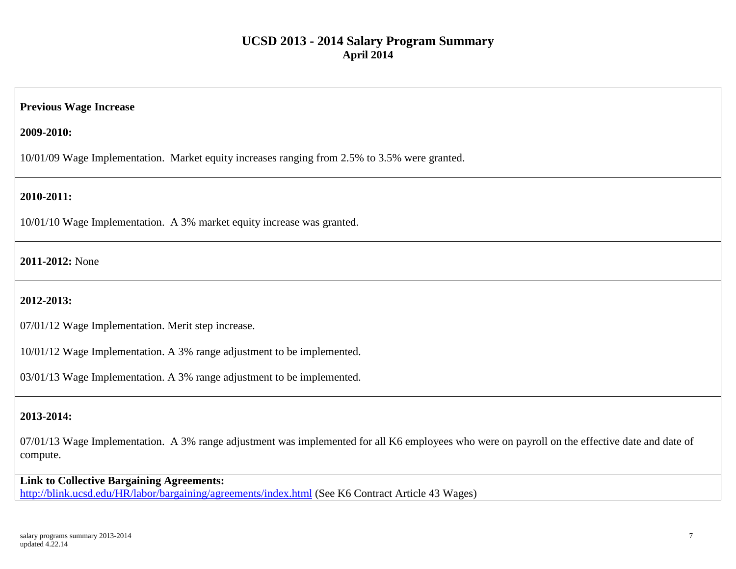# UCSD 2013 - 2014 Salary Program Summary
## April 2014

**Previous Wage Increase**

**2009-2010:**

10/01/09 Wage Implementation. Market equity increases ranging from 2.5% to 3.5% were granted.

**2010-2011:**

10/01/10 Wage Implementation. A 3% market equity increase was granted.

**2011-2012:** None

**2012-2013:**

07/01/12 Wage Implementation. Merit step increase.

10/01/12 Wage Implementation. A 3% range adjustment to be implemented.

03/01/13 Wage Implementation. A 3% range adjustment to be implemented.

**2013-2014:**

07/01/13 Wage Implementation. A 3% range adjustment was implemented for all K6 employees who were on payroll on the effective date and date of compute.

**Link to Collective Bargaining Agreements:**
[http://blink.ucsd.edu/HR/labor/bargaining/agreements/index.html](http://blink.ucsd.edu/HR/labor/bargaining/agreements/index.html) (See K6 Contract Article 43 Wages)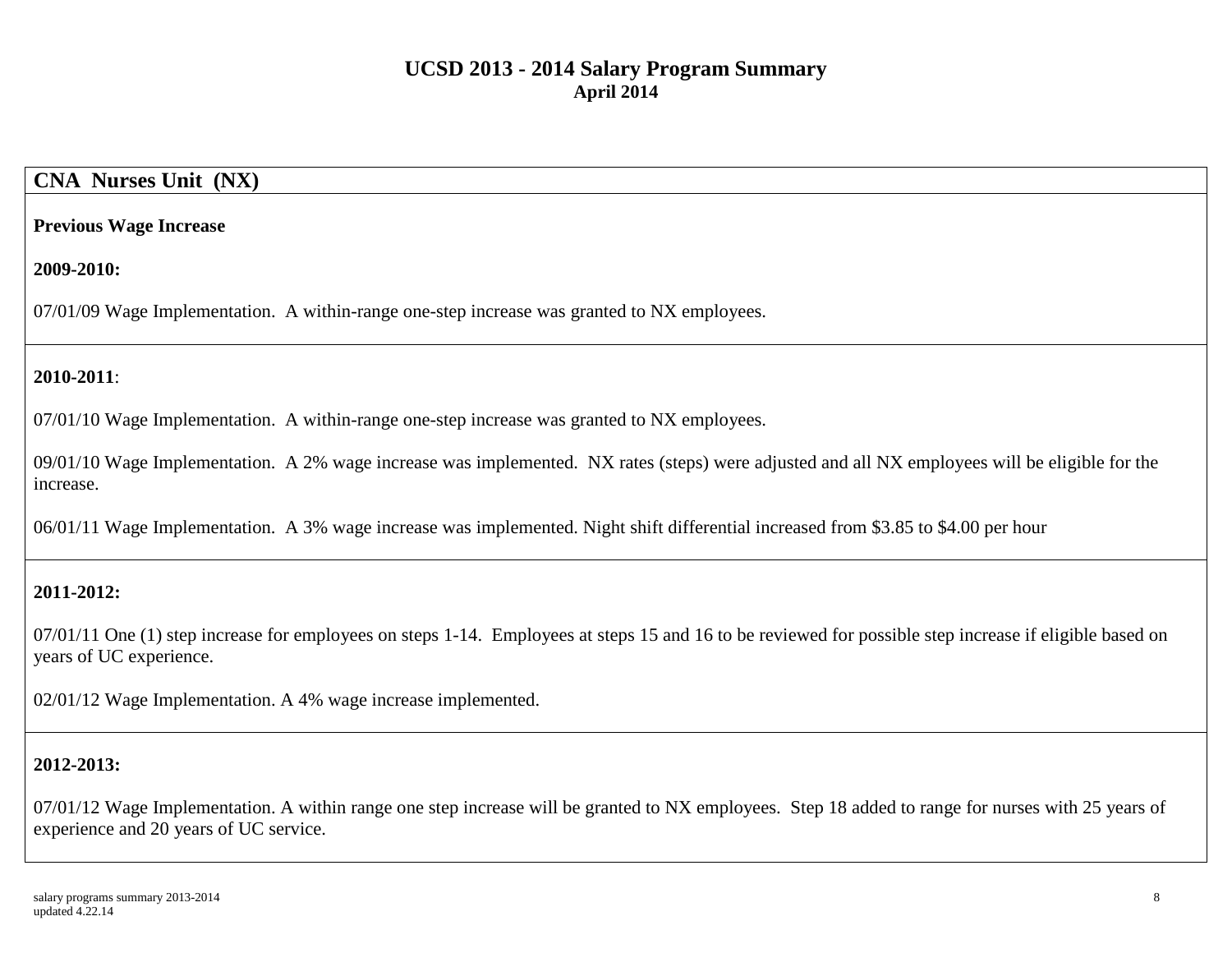# UCSD 2013 - 2014 Salary Program Summary
**April 2014**

## CNA Nurses Unit (NX)

**Previous Wage Increase**

**2009-2010:**

07/01/09 Wage Implementation. A within-range one-step increase was granted to NX employees.

**2010-2011**:

07/01/10 Wage Implementation. A within-range one-step increase was granted to NX employees.

09/01/10 Wage Implementation. A 2% wage increase was implemented. NX rates (steps) were adjusted and all NX employees will be eligible for the increase.

06/01/11 Wage Implementation. A 3% wage increase was implemented. Night shift differential increased from $3.85 to $4.00 per hour

**2011-2012:**

07/01/11 One (1) step increase for employees on steps 1-14. Employees at steps 15 and 16 to be reviewed for possible step increase if eligible based on years of UC experience.

02/01/12 Wage Implementation. A 4% wage increase implemented.

**2012-2013:**

07/01/12 Wage Implementation. A within range one step increase will be granted to NX employees. Step 18 added to range for nurses with 25 years of experience and 20 years of UC service.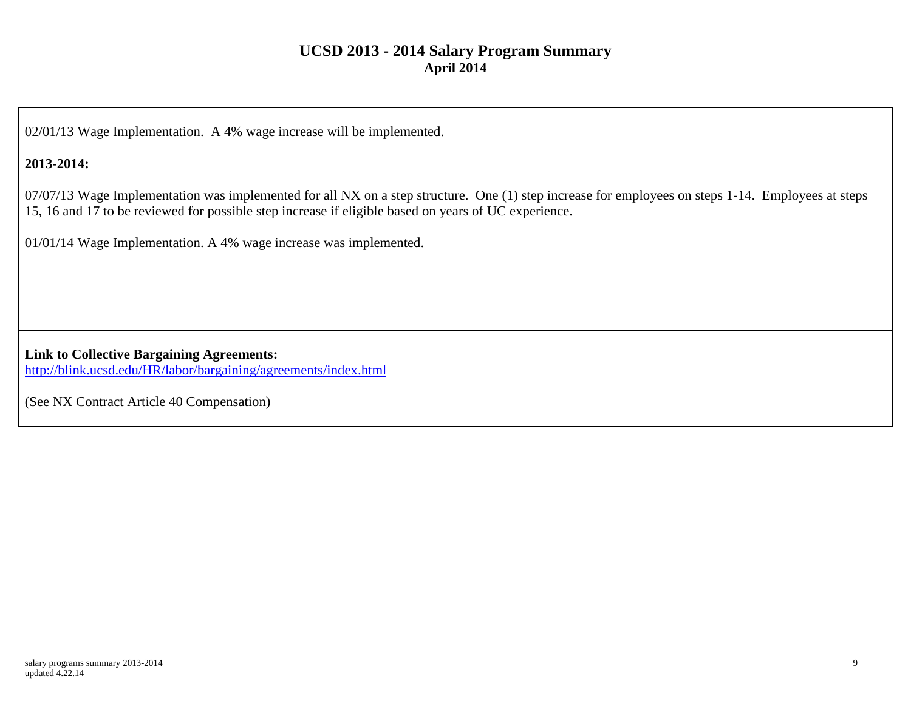# UCSD 2013 - 2014 Salary Program Summary

**April 2014**

02/01/13 Wage Implementation. A 4% wage increase will be implemented.

**2013-2014:**

07/07/13 Wage Implementation was implemented for all NX on a step structure. One (1) step increase for employees on steps 1-14. Employees at steps 15, 16 and 17 to be reviewed for possible step increase if eligible based on years of UC experience.

01/01/14 Wage Implementation. A 4% wage increase was implemented.

**Link to Collective Bargaining Agreements:**
http://blink.ucsd.edu/HR/labor/bargaining/agreements/index.html

(See NX Contract Article 40 Compensation)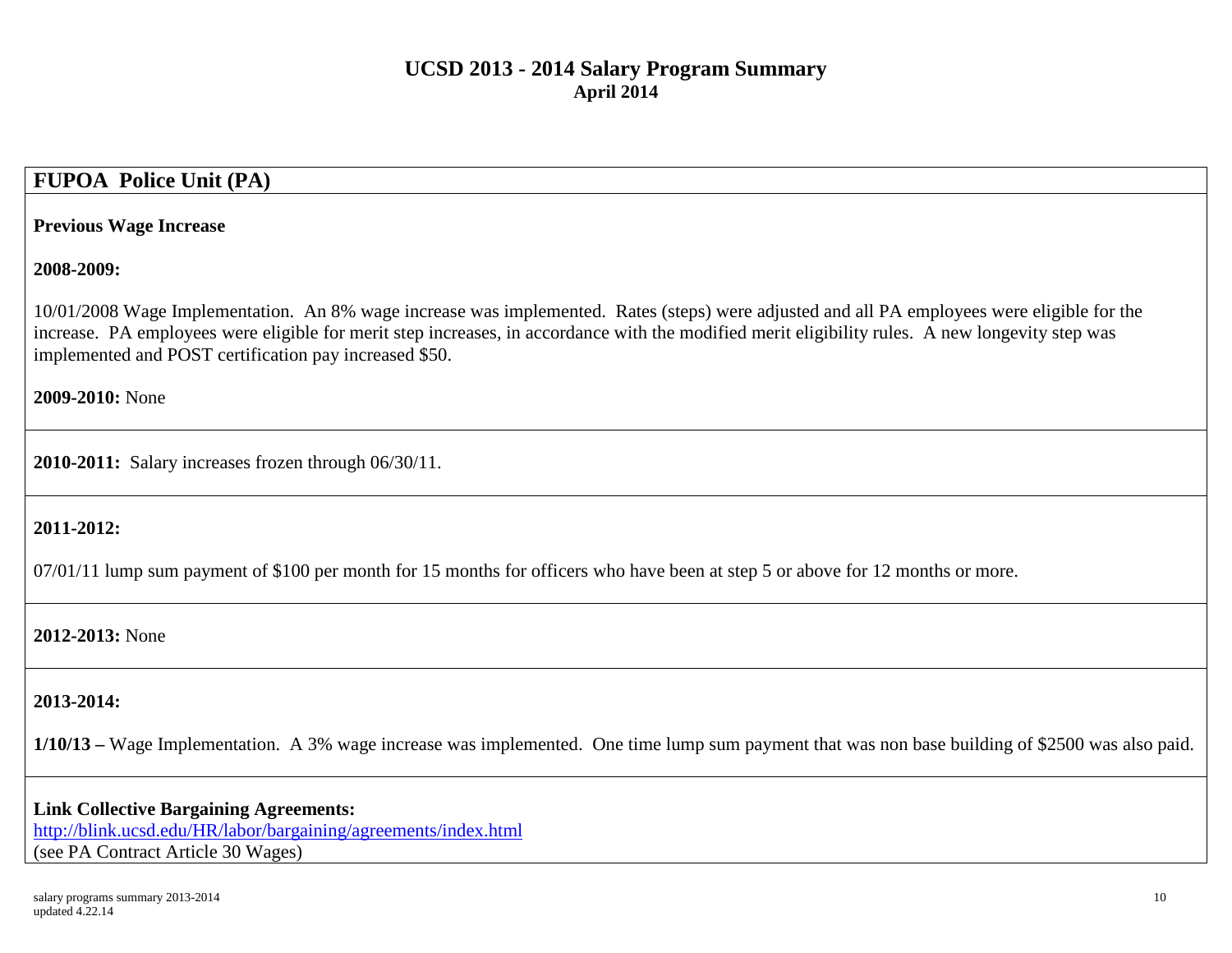# UCSD 2013 - 2014 Salary Program Summary
**April 2014**

## FUPOA Police Unit (PA)

**Previous Wage Increase**

**2008-2009:**

10/01/2008 Wage Implementation. An 8% wage increase was implemented. Rates (steps) were adjusted and all PA employees were eligible for the increase. PA employees were eligible for merit step increases, in accordance with the modified merit eligibility rules. A new longevity step was implemented and POST certification pay increased $50.

**2009-2010:** None

**2010-2011:** Salary increases frozen through 06/30/11.

**2011-2012:**

07/01/11 lump sum payment of $100 per month for 15 months for officers who have been at step 5 or above for 12 months or more.

**2012-2013:** None

**2013-2014:**

**1/10/13 –** Wage Implementation. A 3% wage increase was implemented. One time lump sum payment that was non base building of $2500 was also paid.

**Link Collective Bargaining Agreements:**
http://blink.ucsd.edu/HR/labor/bargaining/agreements/index.html
(see PA Contract Article 30 Wages)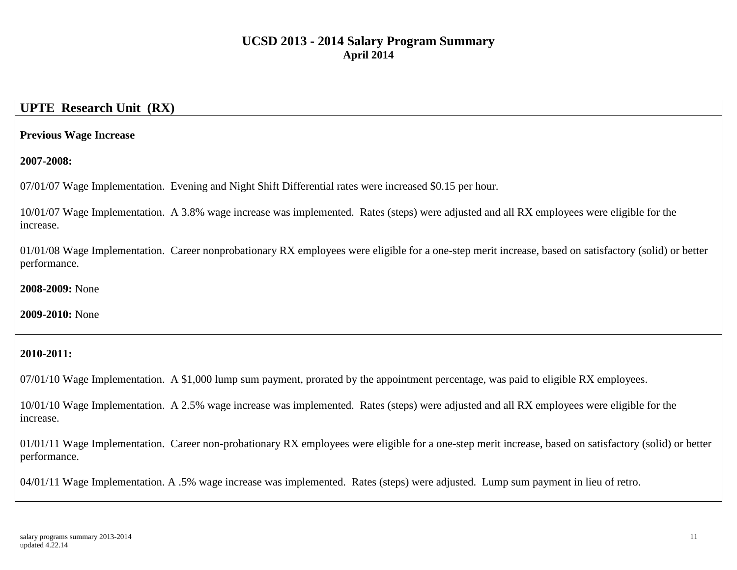# UCSD 2013 - 2014 Salary Program Summary
**April 2014**

## UPTE Research Unit (RX)

**Previous Wage Increase**

**2007-2008:**

07/01/07 Wage Implementation. Evening and Night Shift Differential rates were increased $0.15 per hour.

10/01/07 Wage Implementation. A 3.8% wage increase was implemented. Rates (steps) were adjusted and all RX employees were eligible for the increase.

01/01/08 Wage Implementation. Career nonprobationary RX employees were eligible for a one-step merit increase, based on satisfactory (solid) or better performance.

**2008-2009:** None

**2009-2010:** None

**2010-2011:**

07/01/10 Wage Implementation. A $1,000 lump sum payment, prorated by the appointment percentage, was paid to eligible RX employees.

10/01/10 Wage Implementation. A 2.5% wage increase was implemented. Rates (steps) were adjusted and all RX employees were eligible for the increase.

01/01/11 Wage Implementation. Career non-probationary RX employees were eligible for a one-step merit increase, based on satisfactory (solid) or better performance.

04/01/11 Wage Implementation. A .5% wage increase was implemented. Rates (steps) were adjusted. Lump sum payment in lieu of retro.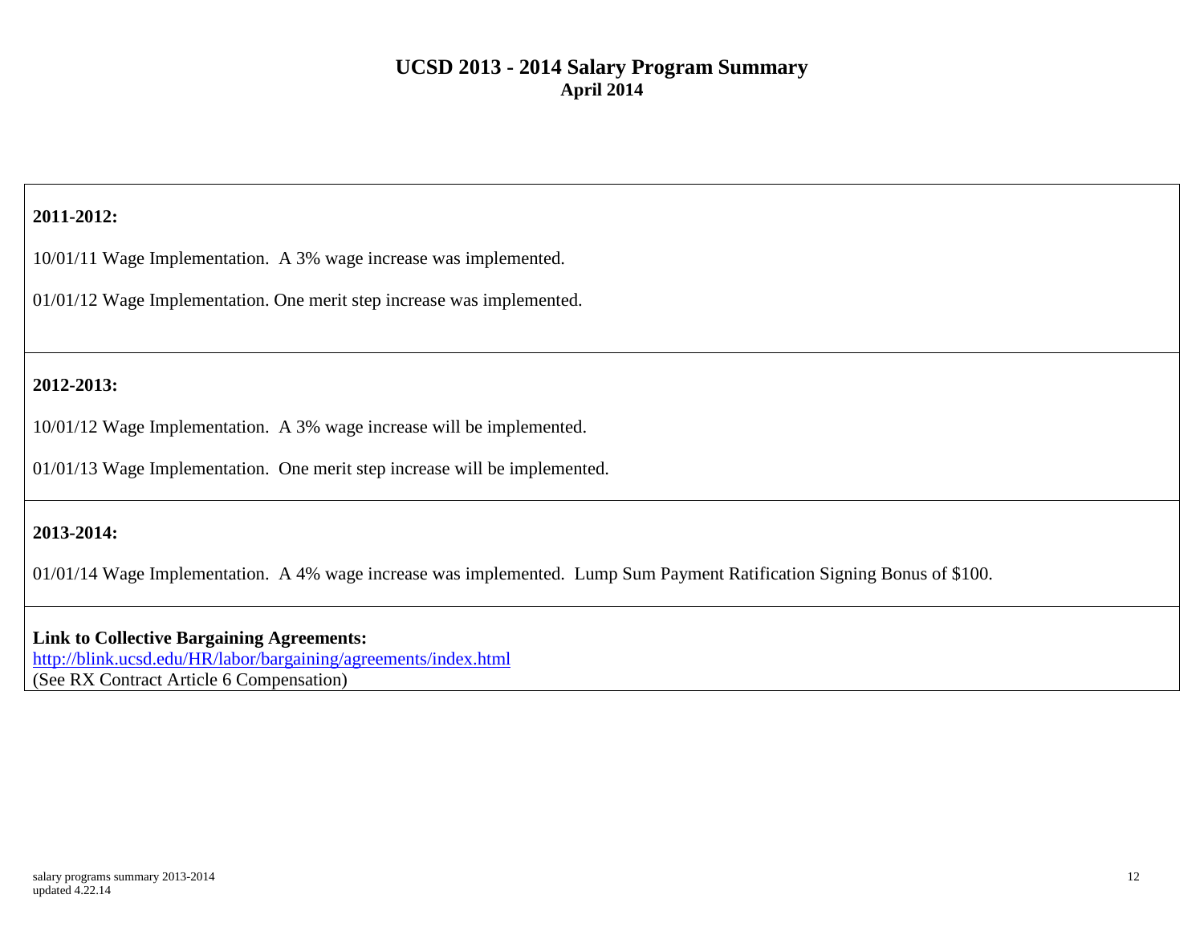# UCSD 2013 - 2014 Salary Program Summary
**April 2014**

**2011-2012:**

10/01/11 Wage Implementation. A 3% wage increase was implemented.

01/01/12 Wage Implementation. One merit step increase was implemented.

**2012-2013:**

10/01/12 Wage Implementation. A 3% wage increase will be implemented.

01/01/13 Wage Implementation. One merit step increase will be implemented.

**2013-2014:**

01/01/14 Wage Implementation. A 4% wage increase was implemented. Lump Sum Payment Ratification Signing Bonus of $100.

**Link to Collective Bargaining Agreements:**
http://blink.ucsd.edu/HR/labor/bargaining/agreements/index.html
(See RX Contract Article 6 Compensation)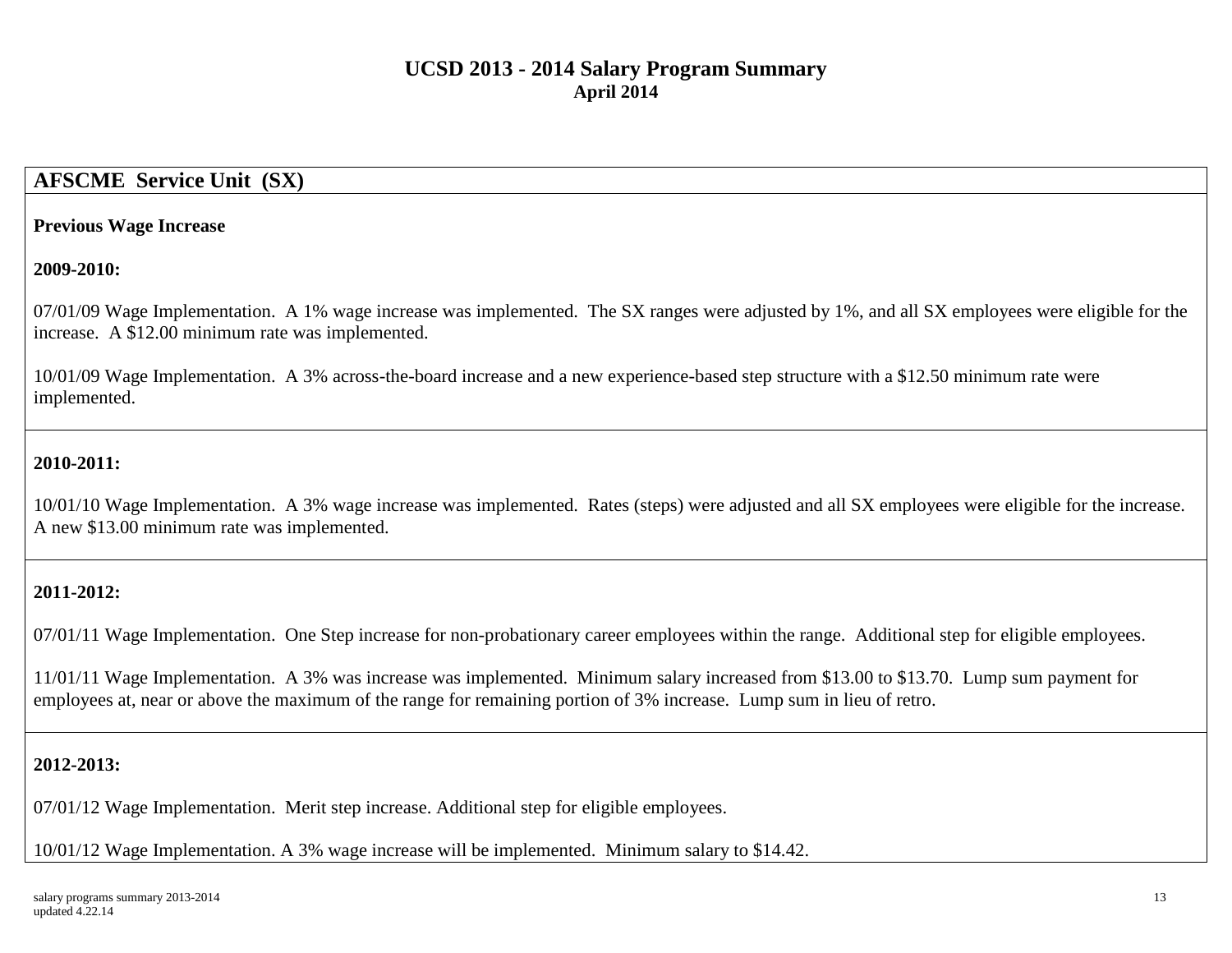# UCSD 2013 - 2014 Salary Program Summary

**April 2014**

## AFSCME Service Unit (SX)

**Previous Wage Increase**

**2009-2010:**

07/01/09 Wage Implementation. A 1% wage increase was implemented. The SX ranges were adjusted by 1%, and all SX employees were eligible for the increase. A $12.00 minimum rate was implemented.

10/01/09 Wage Implementation. A 3% across-the-board increase and a new experience-based step structure with a $12.50 minimum rate were implemented.

**2010-2011:**

10/01/10 Wage Implementation. A 3% wage increase was implemented. Rates (steps) were adjusted and all SX employees were eligible for the increase. A new $13.00 minimum rate was implemented.

**2011-2012:**

07/01/11 Wage Implementation. One Step increase for non-probationary career employees within the range. Additional step for eligible employees.

11/01/11 Wage Implementation. A 3% was increase was implemented. Minimum salary increased from $13.00 to $13.70. Lump sum payment for employees at, near or above the maximum of the range for remaining portion of 3% increase. Lump sum in lieu of retro.

**2012-2013:**

07/01/12 Wage Implementation. Merit step increase. Additional step for eligible employees.

10/01/12 Wage Implementation. A 3% wage increase will be implemented. Minimum salary to $14.42.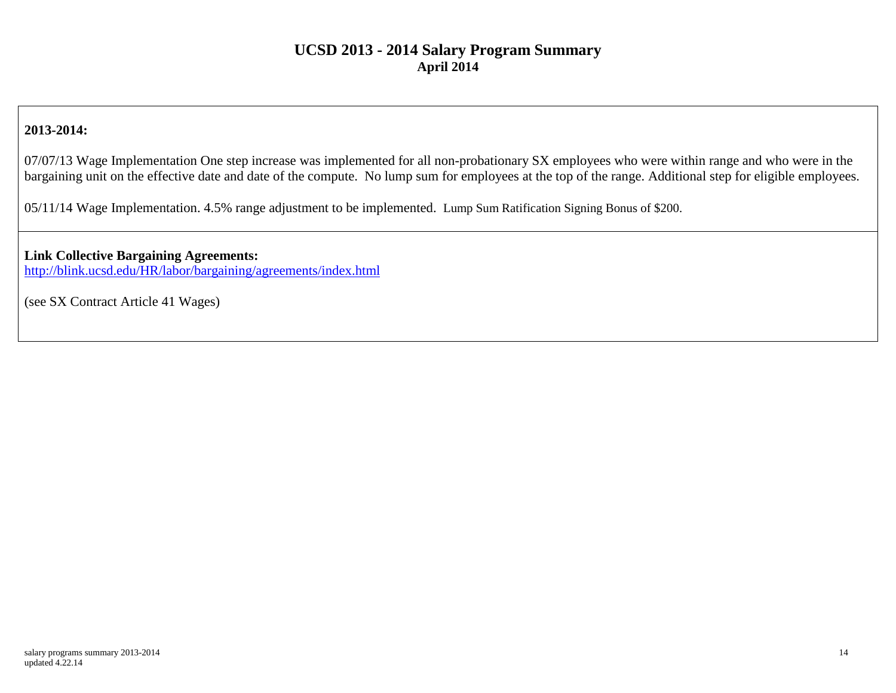# UCSD 2013 - 2014 Salary Program Summary
**April 2014**

**2013-2014:**

07/07/13 Wage Implementation One step increase was implemented for all non-probationary SX employees who were within range and who were in the bargaining unit on the effective date and date of the compute. No lump sum for employees at the top of the range. Additional step for eligible employees.

05/11/14 Wage Implementation. 4.5% range adjustment to be implemented. Lump Sum Ratification Signing Bonus of $200.

**Link Collective Bargaining Agreements:**
http://blink.ucsd.edu/HR/labor/bargaining/agreements/index.html

(see SX Contract Article 41 Wages)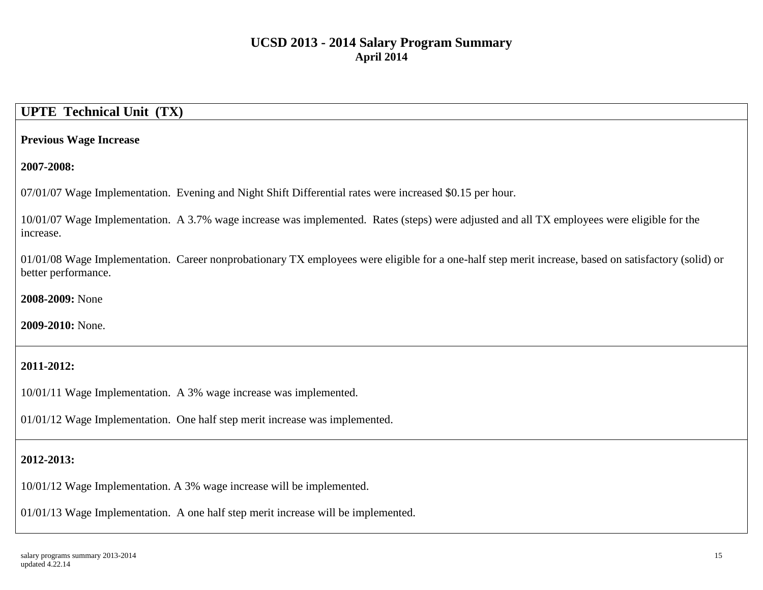# UCSD 2013 - 2014 Salary Program Summary
**April 2014**

## UPTE Technical Unit (TX)

**Previous Wage Increase**

**2007-2008:**

07/01/07 Wage Implementation. Evening and Night Shift Differential rates were increased $0.15 per hour.

10/01/07 Wage Implementation. A 3.7% wage increase was implemented. Rates (steps) were adjusted and all TX employees were eligible for the increase.

01/01/08 Wage Implementation. Career nonprobationary TX employees were eligible for a one-half step merit increase, based on satisfactory (solid) or better performance.

**2008-2009:** None

**2009-2010:** None.

**2011-2012:**

10/01/11 Wage Implementation. A 3% wage increase was implemented.

01/01/12 Wage Implementation. One half step merit increase was implemented.

**2012-2013:**

10/01/12 Wage Implementation. A 3% wage increase will be implemented.

01/01/13 Wage Implementation. A one half step merit increase will be implemented.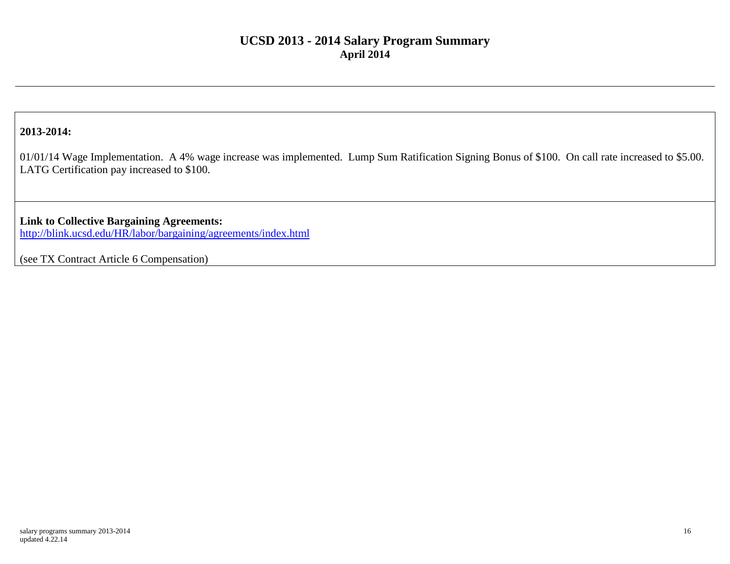# UCSD 2013 - 2014 Salary Program Summary

**April 2014**

**2013-2014:**

01/01/14 Wage Implementation. A 4% wage increase was implemented. Lump Sum Ratification Signing Bonus of $100. On call rate increased to $5.00. LATG Certification pay increased to $100.

**Link to Collective Bargaining Agreements:**
http://blink.ucsd.edu/HR/labor/bargaining/agreements/index.html

(see TX Contract Article 6 Compensation)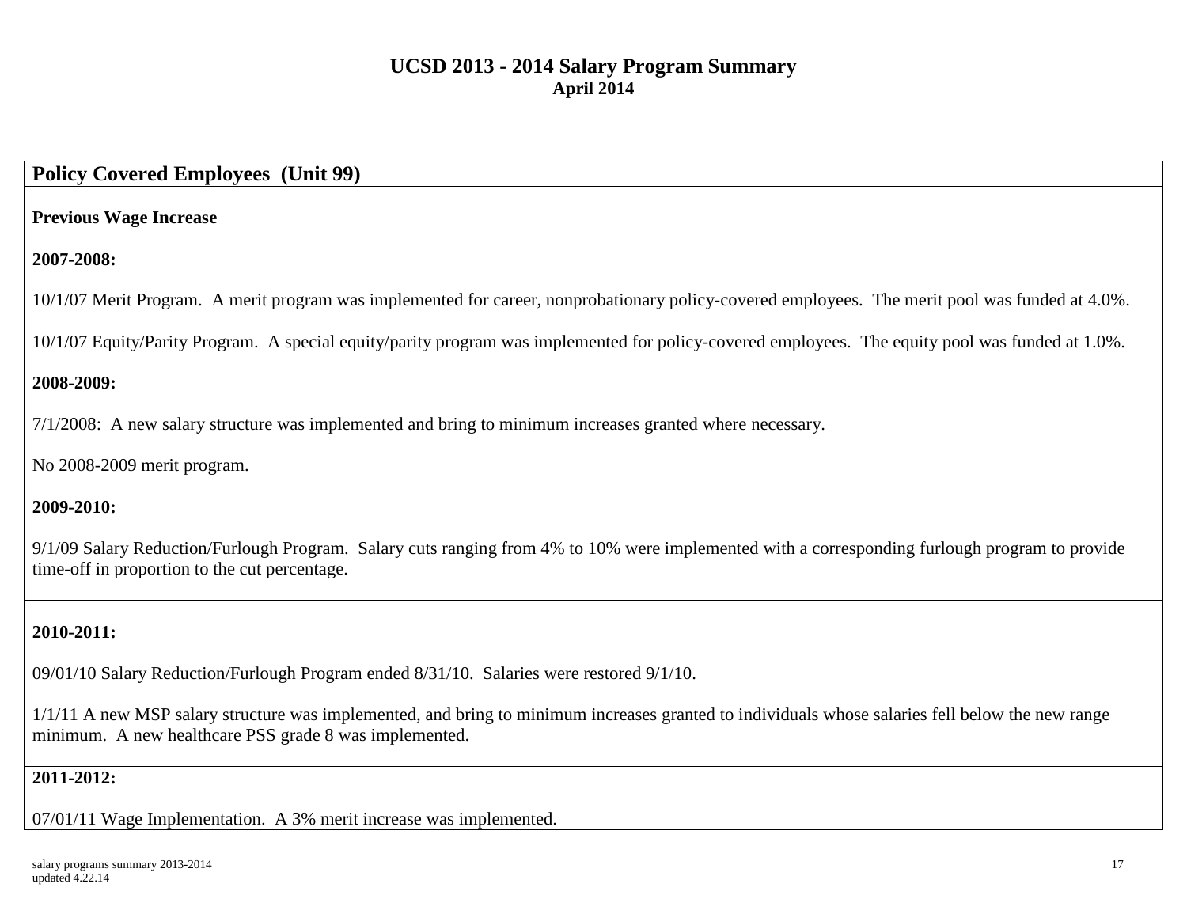# UCSD 2013 - 2014 Salary Program Summary

**April 2014**

## Policy Covered Employees (Unit 99)

**Previous Wage Increase**

**2007-2008:**

10/1/07 Merit Program. A merit program was implemented for career, nonprobationary policy-covered employees. The merit pool was funded at 4.0%.

10/1/07 Equity/Parity Program. A special equity/parity program was implemented for policy-covered employees. The equity pool was funded at 1.0%.

**2008-2009:**

7/1/2008: A new salary structure was implemented and bring to minimum increases granted where necessary.

No 2008-2009 merit program.

**2009-2010:**

9/1/09 Salary Reduction/Furlough Program. Salary cuts ranging from 4% to 10% were implemented with a corresponding furlough program to provide time-off in proportion to the cut percentage.

**2010-2011:**

09/01/10 Salary Reduction/Furlough Program ended 8/31/10. Salaries were restored 9/1/10.

1/1/11 A new MSP salary structure was implemented, and bring to minimum increases granted to individuals whose salaries fell below the new range minimum. A new healthcare PSS grade 8 was implemented.

**2011-2012:**

07/01/11 Wage Implementation. A 3% merit increase was implemented.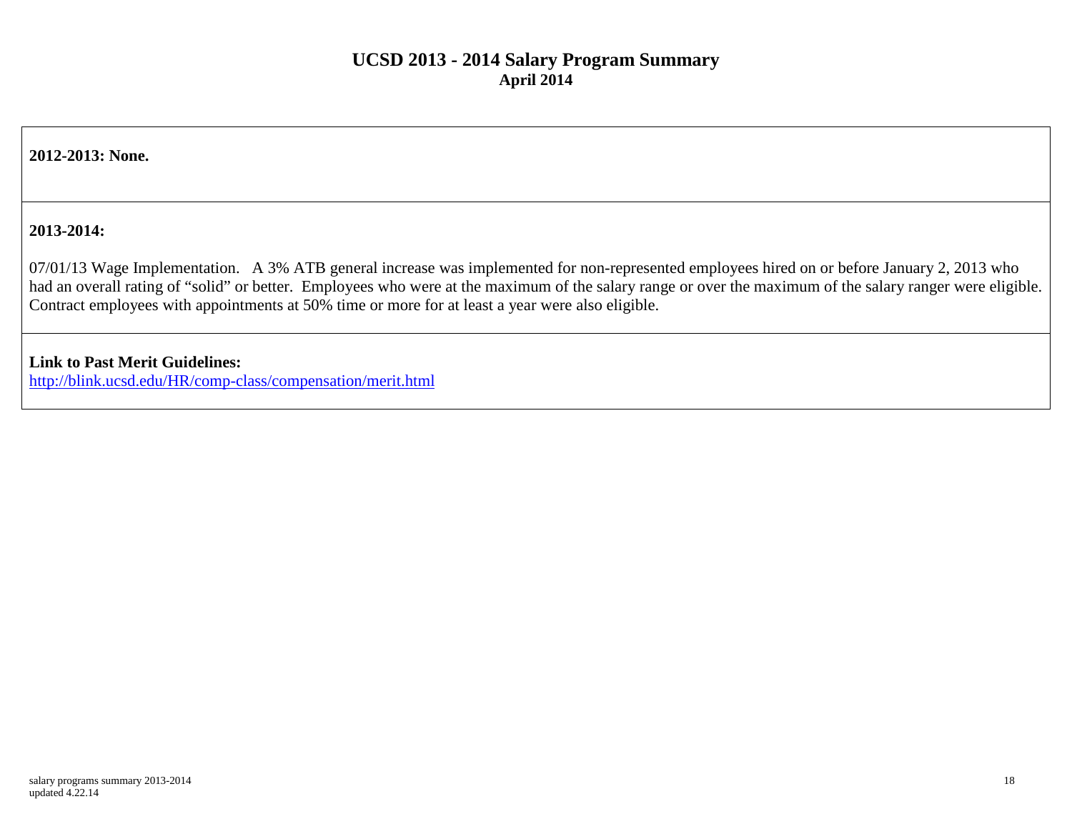# UCSD 2013 - 2014 Salary Program Summary

**April 2014**

**2012-2013: None.**

**2013-2014:**

07/01/13 Wage Implementation. A 3% ATB general increase was implemented for non-represented employees hired on or before January 2, 2013 who had an overall rating of "solid" or better. Employees who were at the maximum of the salary range or over the maximum of the salary ranger were eligible. Contract employees with appointments at 50% time or more for at least a year were also eligible.

**Link to Past Merit Guidelines:**
http://blink.ucsd.edu/HR/comp-class/compensation/merit.html